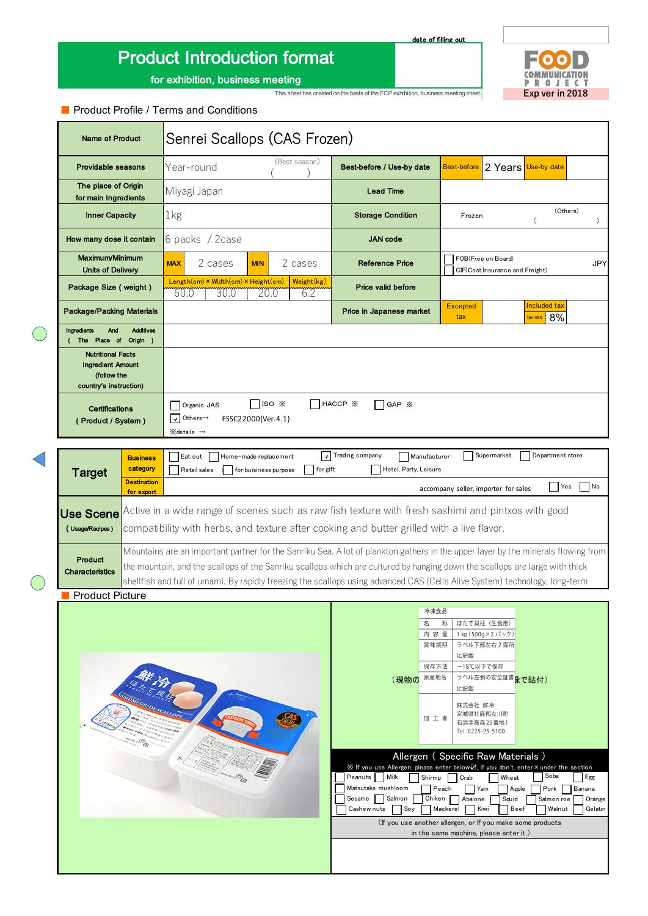# Product Introduction format

for exhibition, business meeting

date of filling out

This sheet has created on the basis of the FCP exhibition, business meeting sheet.

FOOD COMMUNICATION PROJECT
Exp ver in 2018

## Product Profile / Terms and Conditions

| Name of Product | Senrei Scallops (CAS Frozen) | | |
|---|---|---|---|
| Providable seasons | Year-round (Best season) ( ) | Best-before / Use-by date | Best-before 2 Years Use-by date |
| The place of Origin for main Ingredients | Miyagi Japan | Lead Time | |
| Inner Capacity | 1kg | Storage Condition | Frozen (Others) ( ) |
| How many dose it contain | 6 packs / 2case | JAN code | |
| Maximum/Minimum Units of Delivery | MAX 2 cases MIN 2 cases | Reference Price | ☐ FOB(Free on Board) ☐ CIF(Cost Insurance and Freight) JPY |
| Package Size ( weight ) | Length(cm) × Width(cm) × Height(cm): 60.0 × 30.0 × 20.0; Weight(kg): 6.2 | Price valid before | |
| Package/Packing Materials | | Price in Japanese market | Excepted tax / Included tax (tax rate 8%) |
| Ingredients And Additives ( The Place of Origin ) | | | |
| Nutritional Facts Ingredient Amount (follow the country's instruction) | | | |
| Certifications ( Product / System ) | ☐ Organic JAS ☐ ISO ※ ☐ HACCP ※ ☐ GAP ※ ☑ Others→ FSSC22000(Ver.4.1) ※details → | | |

| Target | Business category | ☐ Eat out ☐ Home-made replacement ☑ Trading company ☐ Manufacturer ☐ Supermarket ☐ Department store ☐ Retail sales ☐ for buisiness purpose ☐ for gift ☐ Hotel, Party, Leisure |
|---|---|---|
| | Destination for export | accompany seller, importer for sales ☐ Yes ☐ No |
| Use Scene ( Usage/Recipes ) | | Active in a wide range of scenes such as raw fish texture with fresh sashimi and pintxos with good compatibility with herbs, and texture after cooking and butter grilled with a live flavor. |
| Product Characteristics | | Mountains are an important partner for the Sanriku Sea. A lot of plankton gathers in the upper layer by the minerals flowing from the mountain, and the scallops of the Sanriku scallops which are cultured by hanging down the scallops are large with thick shellfish and full of umami. By rapidly freezing the scallops using advanced CAS (Cells Alive System) technology, long-term |

## Product Picture

（現物の 冷凍食品 | 名　称 | ほたて貝柱（生食用） | 内 容 量 | 1 kg (500g×2 パック) | 賞味期限 | ラベル下部左右 2 箇所に記載 | 保存方法 | −18℃以下で保存 | 原産地名 | ラベル左側の安全証書に記載 | 加 工 者 | 株式会社 鮮冷 宮城県牡鹿郡女川町石浜字高森 25 番地1 Tel. 0225-25-5100 象で貼付）

### Allergen ( Specific Raw Materials )

※ If you use Allergen, please enter below☑, if you don't, enter × under the section

| | | | | | | | |
|---|---|---|---|---|---|---|---|
| ☐ Peanuts | ☐ Milk | ☐ Shirmp | ☐ Crab | ☐ Wheat | ☐ Soba | ☐ Egg | |
| ☐ Matsutake mushloom | ☐ Peach | ☐ Yam | ☐ Apple | ☐ Pork | ☐ Banana | | |
| ☐ Sesame | ☐ Salmon | ☐ Chiken | ☐ Abalone | ☐ Squid | ☐ Salmon roe | ☐ Orange | |
| ☐ Cashew nuts | ☐ Soy | ☐ Mackerel | ☐ Kiwi | ☐ Beef | ☐ Walnut | ☐ Gelatin | |

(If you use another allergen, or if you make some products in the same machine, please enter it.)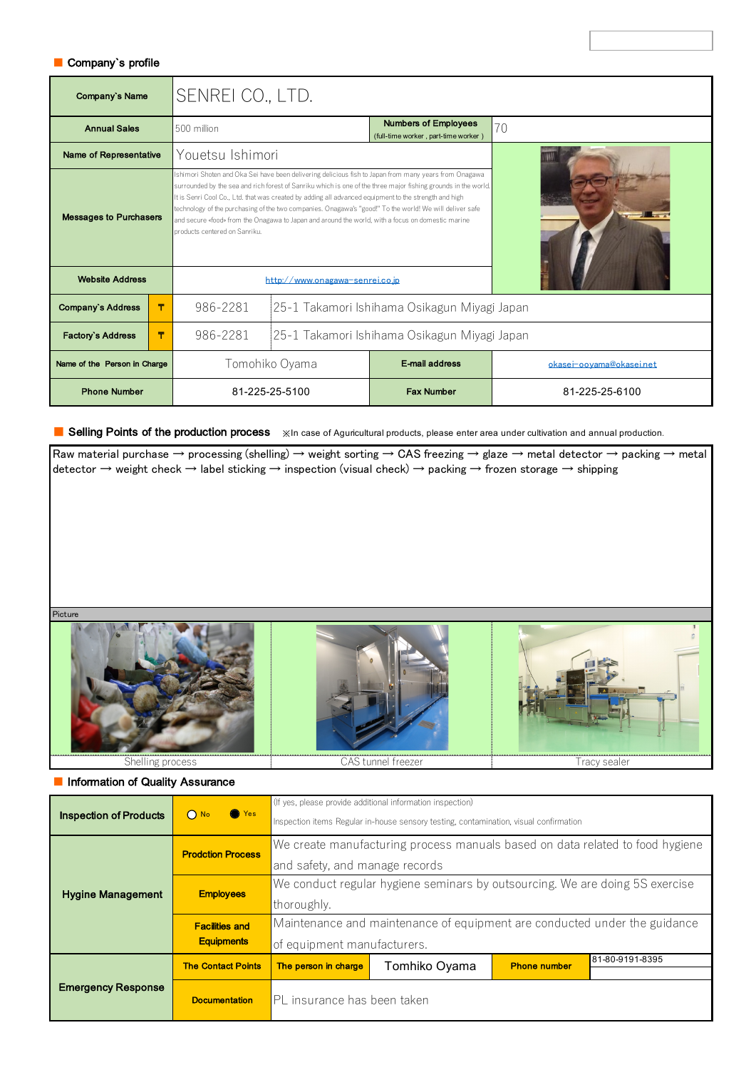## Company`s profile

| | | | |
|---|---|---|---|
| Company`s Name | SENREI CO., LTD. | | |
| Annual Sales | 500 million | Numbers of Employees (full-time worker , part-time worker ) | 70 |
| Name of Representative | Youetsu Ishimori | | |
| Messages to Purchasers | Ishimori Shoten and Oka Sei have been delivering delicious fish to Japan from many years from Onagawa surrounded by the sea and rich forest of Sanriku which is one of the three major fishing grounds in the world. It is Senri Cool Co., Ltd. that was created by adding all advanced equipment to the strength and high technology of the purchasing of the two companies. Onagawa's "good!" To the world! We will deliver safe and secure «food» from the Onagawa to Japan and around the world, with a focus on domestic marine products centered on Sanriku. | | |
| Website Address | http://www.onagawa-senrei.co.jp | | |
| Company`s Address 〒 | 986-2281 | 25-1 Takamori Ishihama Osikagun Miyagi Japan | |
| Factory`s Address 〒 | 986-2281 | 25-1 Takamori Ishihama Osikagun Miyagi Japan | |
| Name of the Person in Charge | Tomohiko Oyama | E-mail address | okasei-ooyama@okasei.net |
| Phone Number | 81-225-25-5100 | Fax Number | 81-225-25-6100 |

## Selling Points of the production process

※In case of Aguricultural products, please enter area under cultivation and annual production.

Raw material purchase → processing (shelling) → weight sorting → CAS freezing → glaze → metal detector → packing → metal detector → weight check → label sticking → inspection (visual check) → packing → frozen storage → shipping

Picture

Shelling process

CAS tunnel freezer

Tracy sealer

## Information of Quality Assurance

| | | | | | |
|---|---|---|---|---|---|
| Inspection of Products | ○ No ● Yes | (If yes, please provide additional information inspection) Inspection items Regular in-house sensory testing, contamination, visual confirmation | | | |
| Hygine Management | Prodction Process | We create manufacturing process manuals based on data related to food hygiene and safety, and manage records | | | |
| | Employees | We conduct regular hygiene seminars by outsourcing. We are doing 5S exercise thoroughly. | | | |
| | Facilities and Equipments | Maintenance and maintenance of equipment are conducted under the guidance of equipment manufacturers. | | | |
| Emergency Response | The Contact Points | The person in charge | Tomhiko Oyama | Phone number | 81-80-9191-8395 |
| | Documentation | PL insurance has been taken | | | |